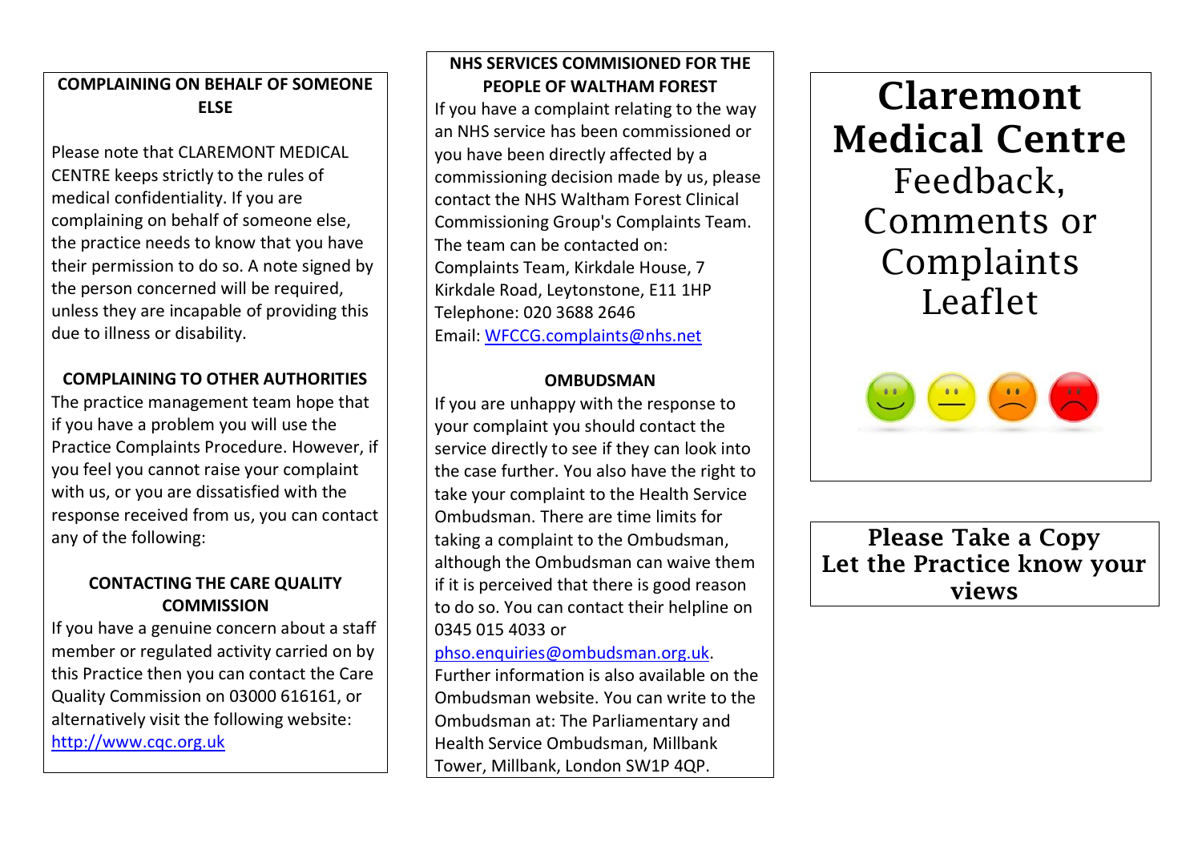## COMPLAINING ON BEHALF OF SOMEONE ELSE

Please note that CLAREMONT MEDICAL CENTRE keeps strictly to the rules of medical confidentiality. If you are complaining on behalf of someone else, the practice needs to know that you have their permission to do so. A note signed by the person concerned will be required, unless they are incapable of providing this due to illness or disability.

## COMPLAINING TO OTHER AUTHORITIES

The practice management team hope that if you have a problem you will use the Practice Complaints Procedure. However, if you feel you cannot raise your complaint with us, or you are dissatisfied with the response received from us, you can contact any of the following:

## CONTACTING THE CARE QUALITY COMMISSION

If you have a genuine concern about a staff member or regulated activity carried on by this Practice then you can contact the Care Quality Commission on 03000 616161, or alternatively visit the following website: http://www.cqc.org.uk

## NHS SERVICES COMMISIONED FOR THE PEOPLE OF WALTHAM FOREST

If you have a complaint relating to the way an NHS service has been commissioned or you have been directly affected by a commissioning decision made by us, please contact the NHS Waltham Forest Clinical Commissioning Group's Complaints Team. The team can be contacted on:
Complaints Team, Kirkdale House, 7 Kirkdale Road, Leytonstone, E11 1HP
Telephone: 020 3688 2646
Email: WFCCG.complaints@nhs.net

## OMBUDSMAN

If you are unhappy with the response to your complaint you should contact the service directly to see if they can look into the case further. You also have the right to take your complaint to the Health Service Ombudsman. There are time limits for taking a complaint to the Ombudsman, although the Ombudsman can waive them if it is perceived that there is good reason to do so. You can contact their helpline on 0345 015 4033 or phso.enquiries@ombudsman.org.uk. Further information is also available on the Ombudsman website. You can write to the Ombudsman at: The Parliamentary and Health Service Ombudsman, Millbank Tower, Millbank, London SW1P 4QP.

# Claremont Medical Centre

# Feedback, Comments or Complaints Leaflet

**Please Take a Copy**
**Let the Practice know your views**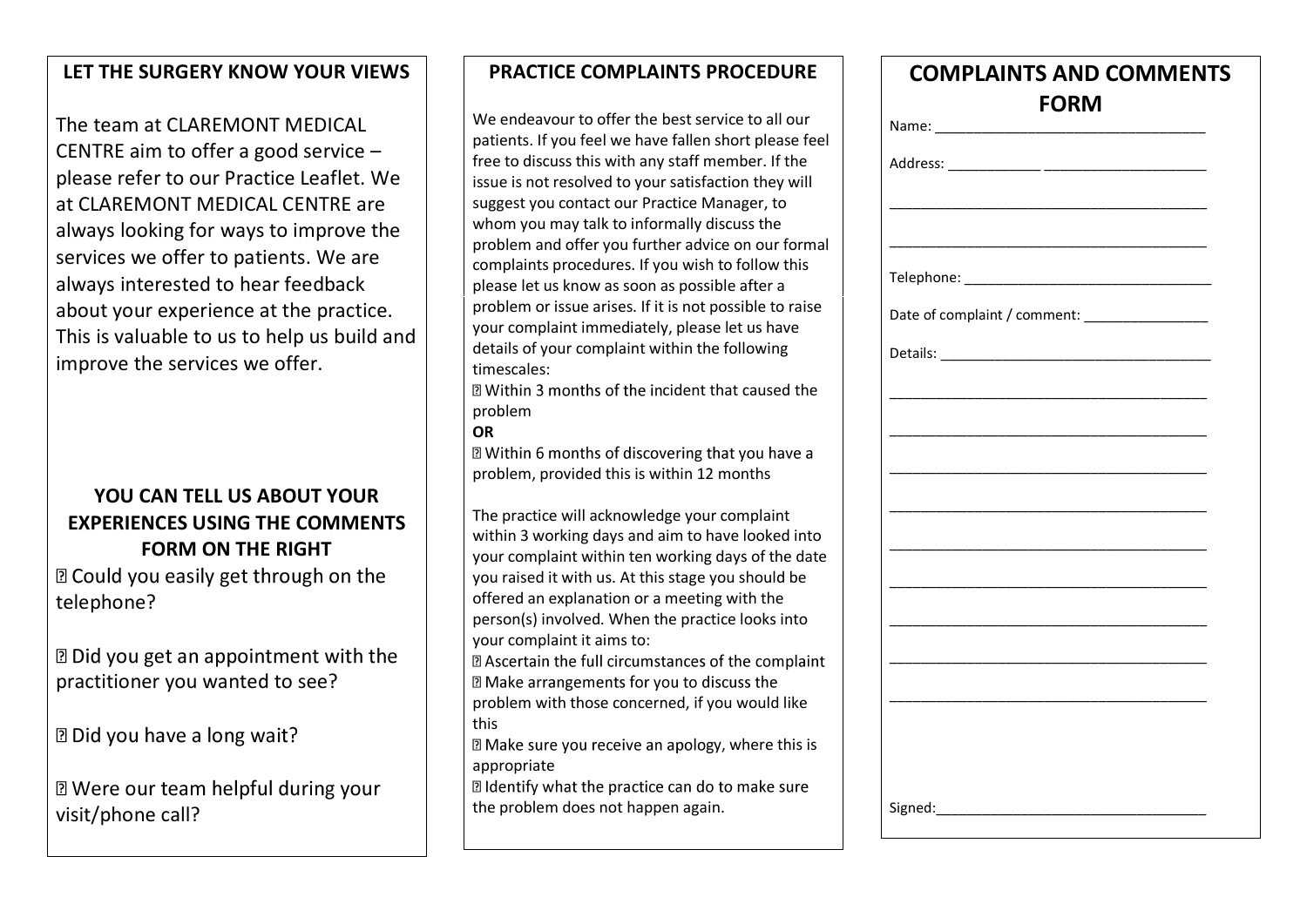## LET THE SURGERY KNOW YOUR VIEWS

The team at CLAREMONT MEDICAL CENTRE aim to offer a good service – please refer to our Practice Leaflet. We at CLAREMONT MEDICAL CENTRE are always looking for ways to improve the services we offer to patients. We are always interested to hear feedback about your experience at the practice. This is valuable to us to help us build and improve the services we offer.

### YOU CAN TELL US ABOUT YOUR EXPERIENCES USING THE COMMENTS FORM ON THE RIGHT

- Could you easily get through on the telephone?
- Did you get an appointment with the practitioner you wanted to see?
- Did you have a long wait?
- Were our team helpful during your visit/phone call?

## PRACTICE COMPLAINTS PROCEDURE

We endeavour to offer the best service to all our patients. If you feel we have fallen short please feel free to discuss this with any staff member. If the issue is not resolved to your satisfaction they will suggest you contact our Practice Manager, to whom you may talk to informally discuss the problem and offer you further advice on our formal complaints procedures. If you wish to follow this please let us know as soon as possible after a problem or issue arises. If it is not possible to raise your complaint immediately, please let us have details of your complaint within the following timescales:

- Within 3 months of the incident that caused the problem

**OR**

- Within 6 months of discovering that you have a problem, provided this is within 12 months

The practice will acknowledge your complaint within 3 working days and aim to have looked into your complaint within ten working days of the date you raised it with us. At this stage you should be offered an explanation or a meeting with the person(s) involved. When the practice looks into your complaint it aims to:

- Ascertain the full circumstances of the complaint
- Make arrangements for you to discuss the problem with those concerned, if you would like this
- Make sure you receive an apology, where this is appropriate
- Identify what the practice can do to make sure the problem does not happen again.

## COMPLAINTS AND COMMENTS FORM

Name: ___________________________________

Address: ____________ _____________________

_________________________________________

_________________________________________

Telephone: ________________________________

Date of complaint / comment: ________________

Details: ____________________________________

_________________________________________

_________________________________________

_________________________________________

_________________________________________

_________________________________________

_________________________________________

_________________________________________

_________________________________________

_________________________________________

Signed:___________________________________